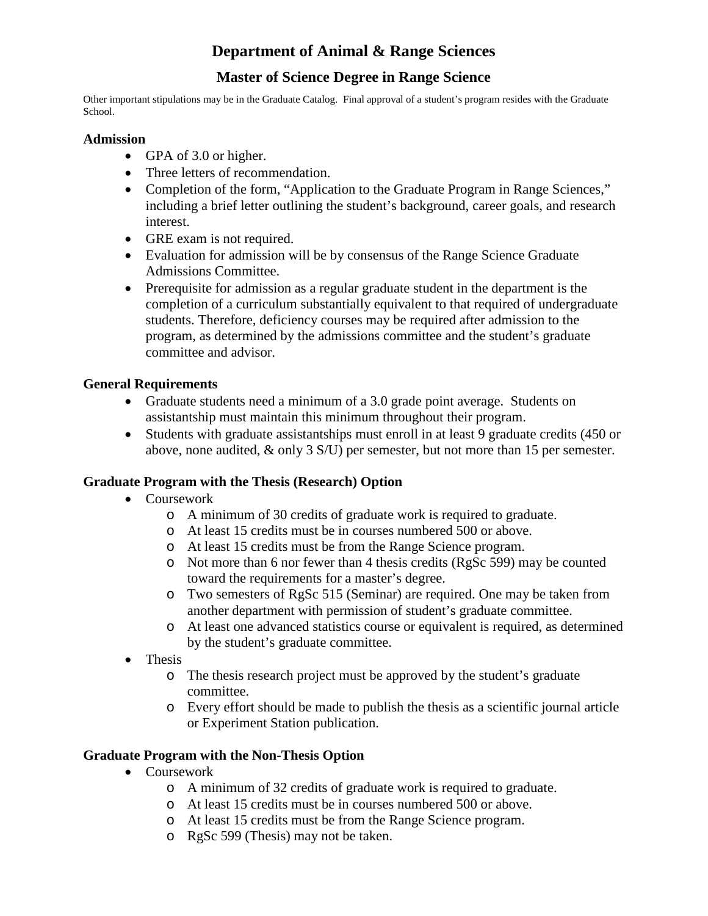# Department of Animal & Range Sciences

## Master of Science Degree in Range Science

Other important stipulations may be in the Graduate Catalog. Final approval of a student's program resides with the Graduate School.

### Admission

- GPA of 3.0 or higher.
- Three letters of recommendation.
- Completion of the form, "Application to the Graduate Program in Range Sciences," including a brief letter outlining the student's background, career goals, and research interest.
- GRE exam is not required.
- Evaluation for admission will be by consensus of the Range Science Graduate Admissions Committee.
- Prerequisite for admission as a regular graduate student in the department is the completion of a curriculum substantially equivalent to that required of undergraduate students. Therefore, deficiency courses may be required after admission to the program, as determined by the admissions committee and the student's graduate committee and advisor.

### General Requirements

- Graduate students need a minimum of a 3.0 grade point average. Students on assistantship must maintain this minimum throughout their program.
- Students with graduate assistantships must enroll in at least 9 graduate credits (450 or above, none audited, & only 3 S/U) per semester, but not more than 15 per semester.

### Graduate Program with the Thesis (Research) Option

- Coursework
  - A minimum of 30 credits of graduate work is required to graduate.
  - At least 15 credits must be in courses numbered 500 or above.
  - At least 15 credits must be from the Range Science program.
  - Not more than 6 nor fewer than 4 thesis credits (RgSc 599) may be counted toward the requirements for a master's degree.
  - Two semesters of RgSc 515 (Seminar) are required. One may be taken from another department with permission of student's graduate committee.
  - At least one advanced statistics course or equivalent is required, as determined by the student's graduate committee.
- Thesis
  - The thesis research project must be approved by the student's graduate committee.
  - Every effort should be made to publish the thesis as a scientific journal article or Experiment Station publication.

### Graduate Program with the Non-Thesis Option

- Coursework
  - A minimum of 32 credits of graduate work is required to graduate.
  - At least 15 credits must be in courses numbered 500 or above.
  - At least 15 credits must be from the Range Science program.
  - RgSc 599 (Thesis) may not be taken.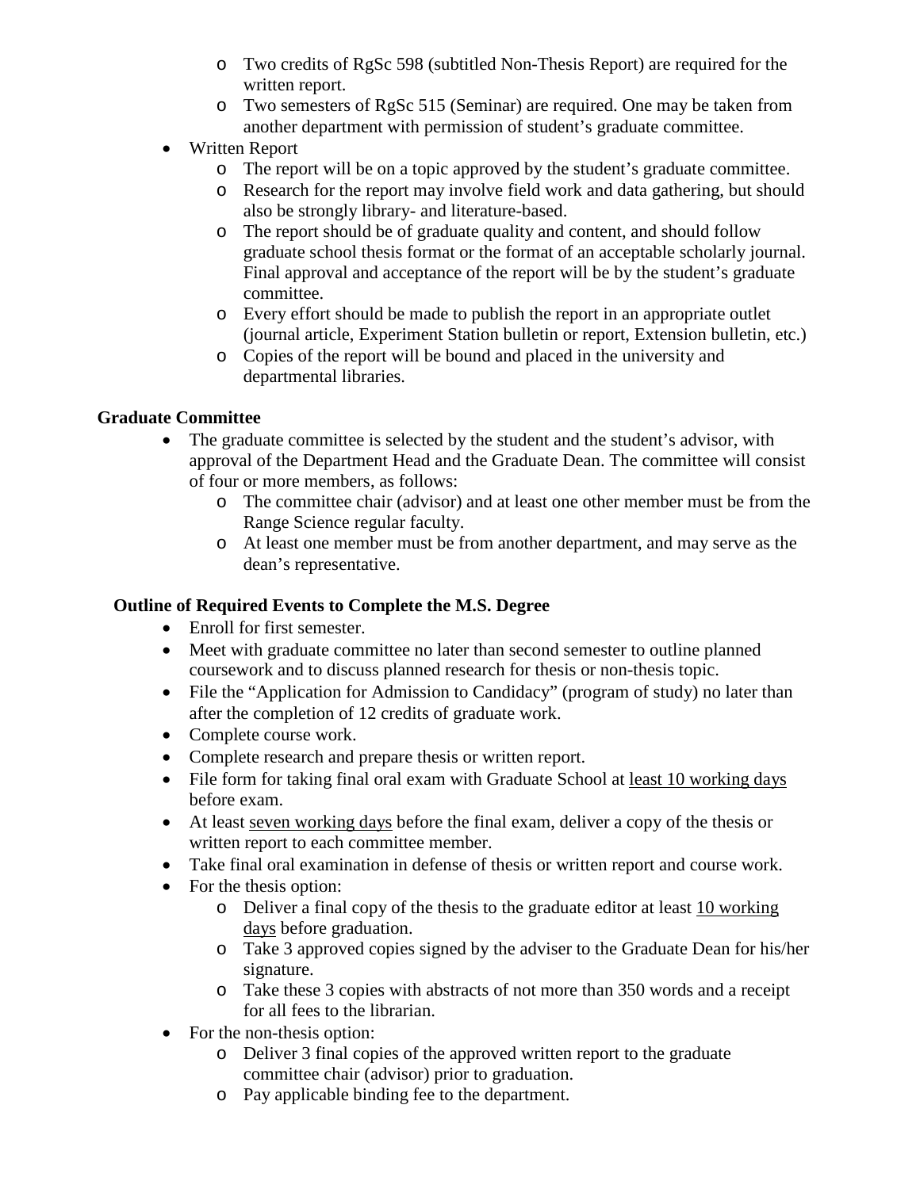- Two credits of RgSc 598 (subtitled Non-Thesis Report) are required for the written report.
  - Two semesters of RgSc 515 (Seminar) are required. One may be taken from another department with permission of student's graduate committee.
- Written Report
  - The report will be on a topic approved by the student's graduate committee.
  - Research for the report may involve field work and data gathering, but should also be strongly library- and literature-based.
  - The report should be of graduate quality and content, and should follow graduate school thesis format or the format of an acceptable scholarly journal. Final approval and acceptance of the report will be by the student's graduate committee.
  - Every effort should be made to publish the report in an appropriate outlet (journal article, Experiment Station bulletin or report, Extension bulletin, etc.)
  - Copies of the report will be bound and placed in the university and departmental libraries.

**Graduate Committee**

- The graduate committee is selected by the student and the student's advisor, with approval of the Department Head and the Graduate Dean. The committee will consist of four or more members, as follows:
  - The committee chair (advisor) and at least one other member must be from the Range Science regular faculty.
  - At least one member must be from another department, and may serve as the dean's representative.

**Outline of Required Events to Complete the M.S. Degree**

- Enroll for first semester.
- Meet with graduate committee no later than second semester to outline planned coursework and to discuss planned research for thesis or non-thesis topic.
- File the "Application for Admission to Candidacy" (program of study) no later than after the completion of 12 credits of graduate work.
- Complete course work.
- Complete research and prepare thesis or written report.
- File form for taking final oral exam with Graduate School at least 10 working days before exam.
- At least seven working days before the final exam, deliver a copy of the thesis or written report to each committee member.
- Take final oral examination in defense of thesis or written report and course work.
- For the thesis option:
  - Deliver a final copy of the thesis to the graduate editor at least 10 working days before graduation.
  - Take 3 approved copies signed by the adviser to the Graduate Dean for his/her signature.
  - Take these 3 copies with abstracts of not more than 350 words and a receipt for all fees to the librarian.
- For the non-thesis option:
  - Deliver 3 final copies of the approved written report to the graduate committee chair (advisor) prior to graduation.
  - Pay applicable binding fee to the department.